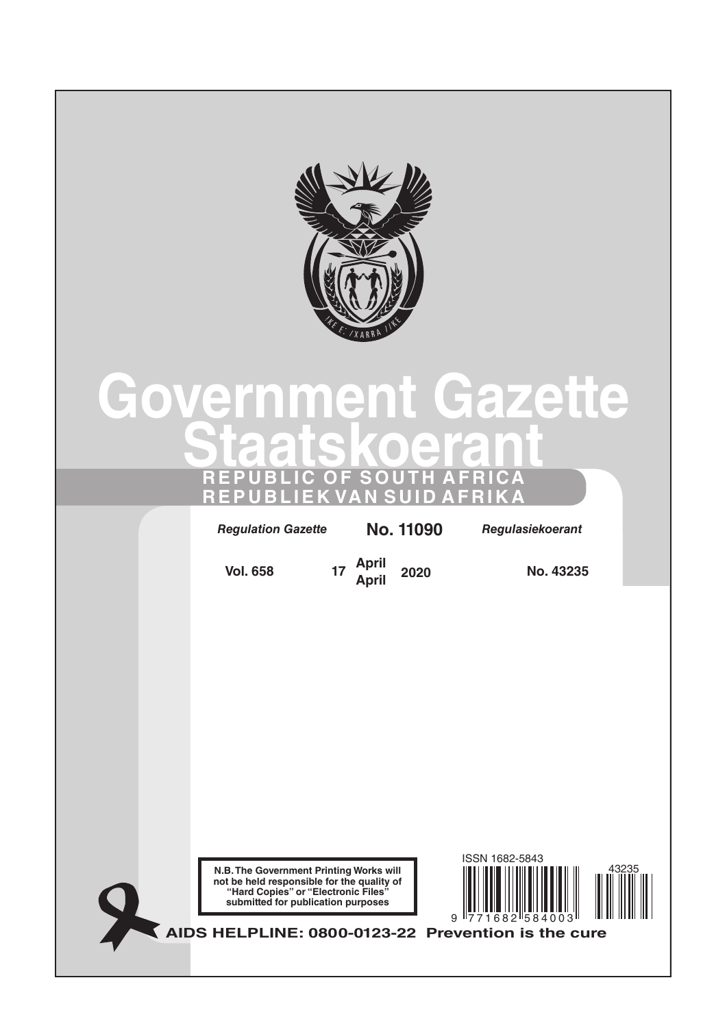# Government Gazette
# Staatskoerant

**REPUBLIC OF SOUTH AFRICA**
**REPUBLIEK VAN SUID AFRIKA**

*Regulation Gazette* **No. 11090** *Regulasiekoerant*

**Vol. 658** **17 April April 2020** **No. 43235**

**N.B. The Government Printing Works will not be held responsible for the quality of "Hard Copies" or "Electronic Files" submitted for publication purposes**

ISSN 1682-5843

9 771682 584003

43235

**AIDS HELPLINE: 0800-0123-22 Prevention is the cure**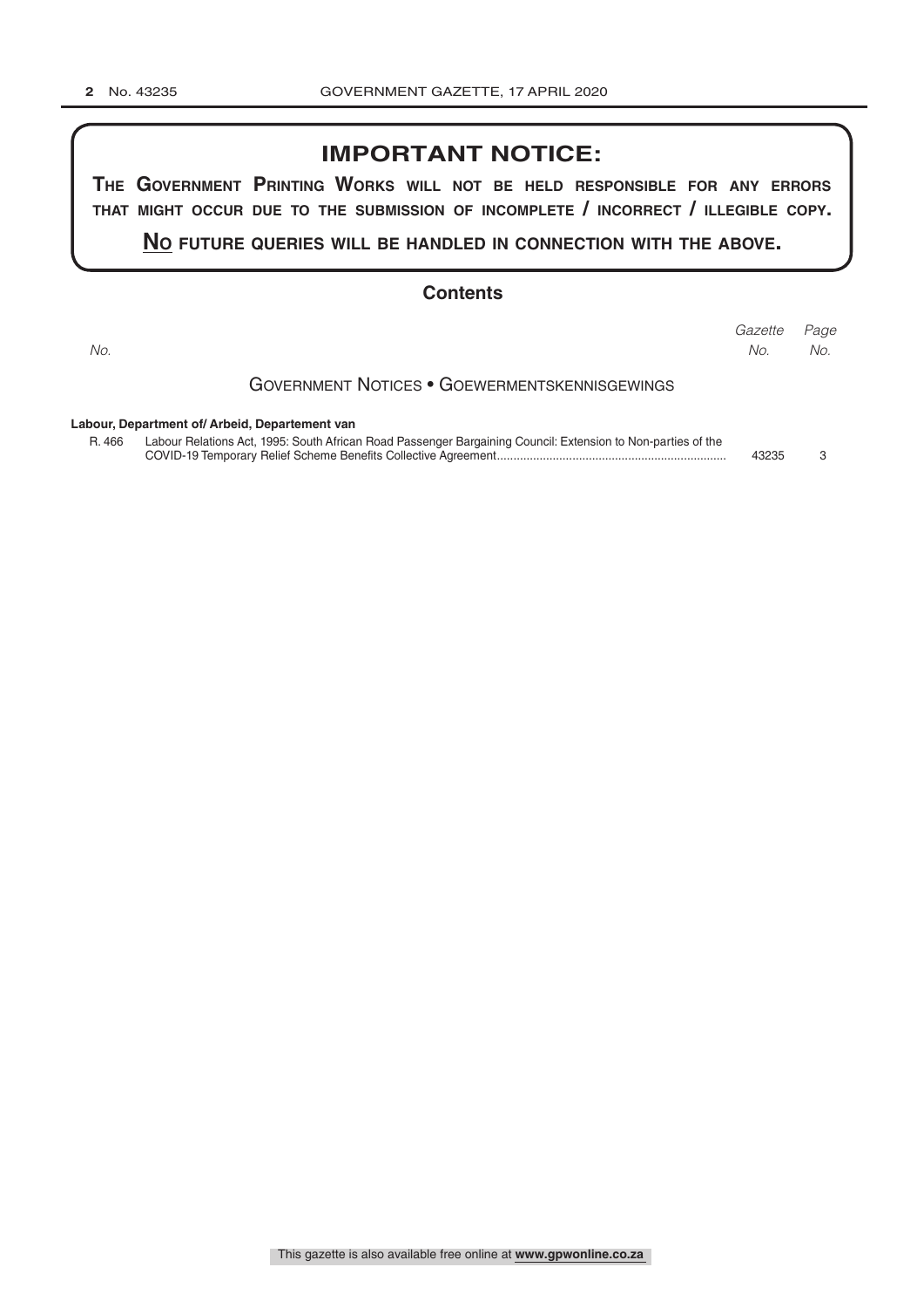## IMPORTANT NOTICE:

**The Government Printing Works will not be held responsible for any errors that might occur due to the submission of incomplete / incorrect / illegible copy.**

**No future queries will be handled in connection with the above.**

## Contents

| No. | | Gazette No. | Page No. |
|---|---|---|---|
| | **Government Notices • Goewermentskennisgewings** | | |
| | **Labour, Department of/ Arbeid, Departement van** | | |
| R. 466 | Labour Relations Act, 1995: South African Road Passenger Bargaining Council: Extension to Non-parties of the COVID-19 Temporary Relief Scheme Benefits Collective Agreement | 43235 | 3 |

This gazette is also available free online at **www.gpwonline.co.za**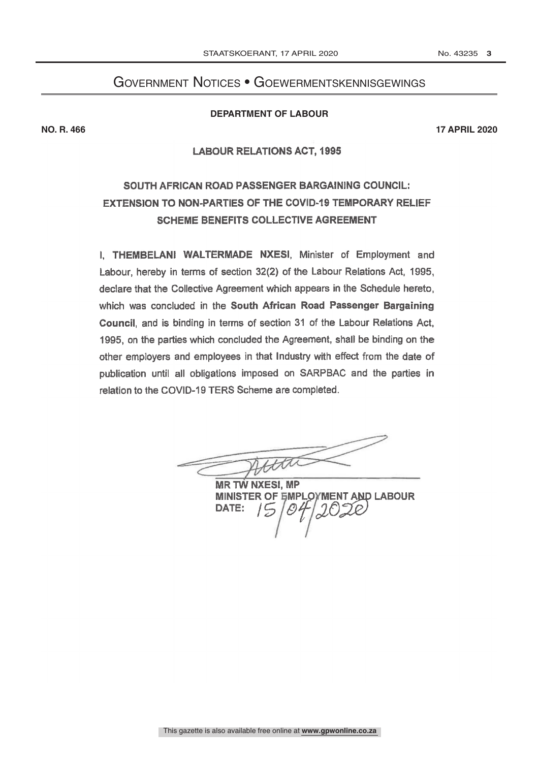# Government Notices • Goewermentskennisgewings

**DEPARTMENT OF LABOUR**

**NO. R. 466** **17 APRIL 2020**

## LABOUR RELATIONS ACT, 1995

## SOUTH AFRICAN ROAD PASSENGER BARGAINING COUNCIL: EXTENSION TO NON-PARTIES OF THE COVID-19 TEMPORARY RELIEF SCHEME BENEFITS COLLECTIVE AGREEMENT

I, **THEMBELANI WALTERMADE NXESI**, Minister of Employment and Labour, hereby in terms of section 32(2) of the Labour Relations Act, 1995, declare that the Collective Agreement which appears in the Schedule hereto, which was concluded in the **South African Road Passenger Bargaining Council**, and is binding in terms of section 31 of the Labour Relations Act, 1995, on the parties which concluded the Agreement, shall be binding on the other employers and employees in that Industry with effect from the date of publication until all obligations imposed on SARPBAC and the parties in relation to the COVID-19 TERS Scheme are completed.

**MR TW NXESI, MP**
**MINISTER OF EMPLOYMENT AND LABOUR**
**DATE:** 15/04/2020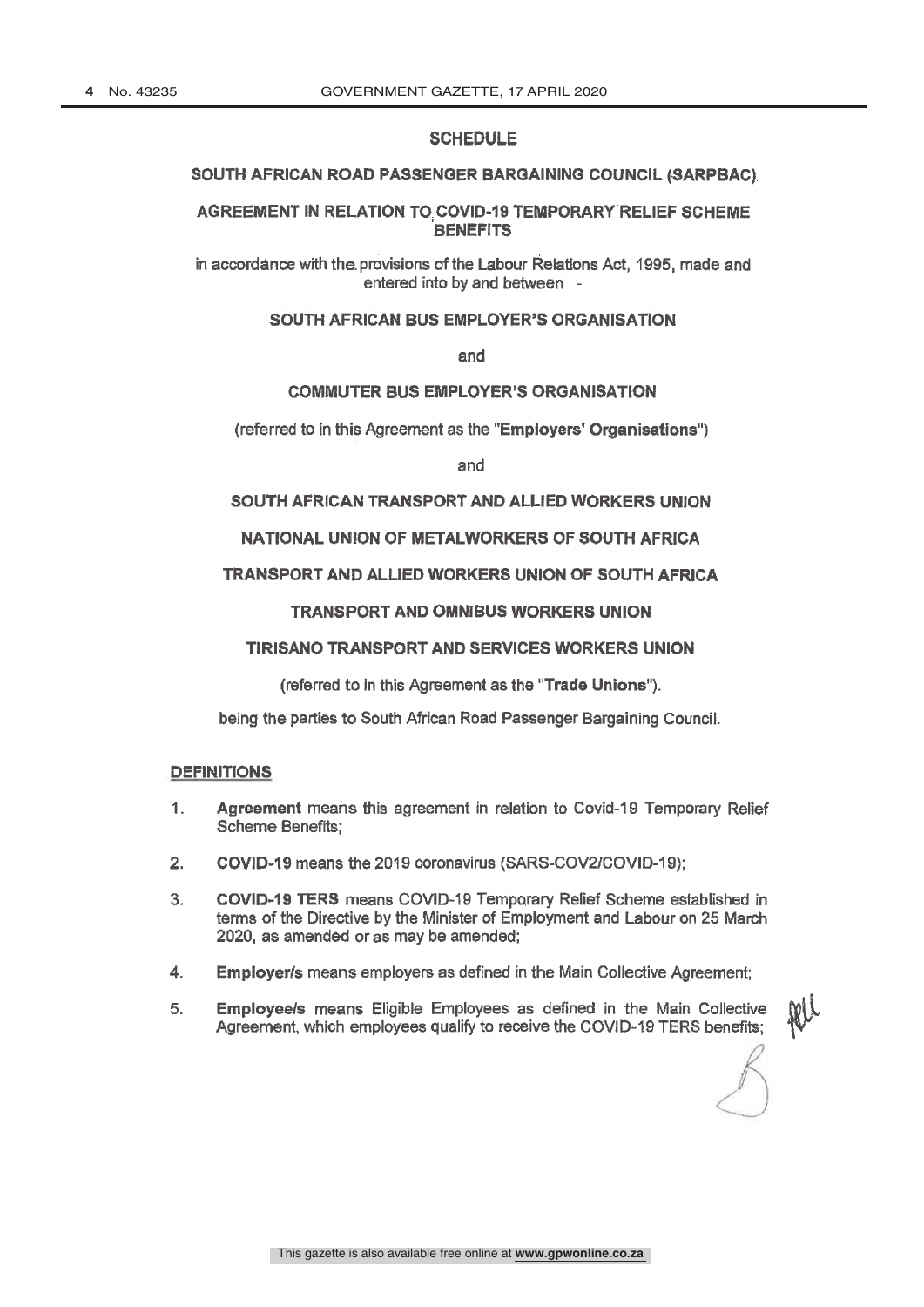# SCHEDULE

## SOUTH AFRICAN ROAD PASSENGER BARGAINING COUNCIL (SARPBAC)

## AGREEMENT IN RELATION TO COVID-19 TEMPORARY RELIEF SCHEME BENEFITS

in accordance with the provisions of the Labour Relations Act, 1995, made and entered into by and between -

**SOUTH AFRICAN BUS EMPLOYER'S ORGANISATION**

and

**COMMUTER BUS EMPLOYER'S ORGANISATION**

(referred to in this Agreement as the "**Employers' Organisations**")

and

**SOUTH AFRICAN TRANSPORT AND ALLIED WORKERS UNION**

**NATIONAL UNION OF METALWORKERS OF SOUTH AFRICA**

**TRANSPORT AND ALLIED WORKERS UNION OF SOUTH AFRICA**

**TRANSPORT AND OMNIBUS WORKERS UNION**

**TIRISANO TRANSPORT AND SERVICES WORKERS UNION**

(referred to in this Agreement as the "**Trade Unions**").

being the parties to South African Road Passenger Bargaining Council.

## DEFINITIONS

1. **Agreement** means this agreement in relation to Covid-19 Temporary Relief Scheme Benefits;
2. **COVID-19** means the 2019 coronavirus (SARS-COV2/COVID-19);
3. **COVID-19 TERS** means COVID-19 Temporary Relief Scheme established in terms of the Directive by the Minister of Employment and Labour on 25 March 2020, as amended or as may be amended;
4. **Employer/s** means employers as defined in the Main Collective Agreement;
5. **Employee/s** means Eligible Employees as defined in the Main Collective Agreement, which employees qualify to receive the COVID-19 TERS benefits;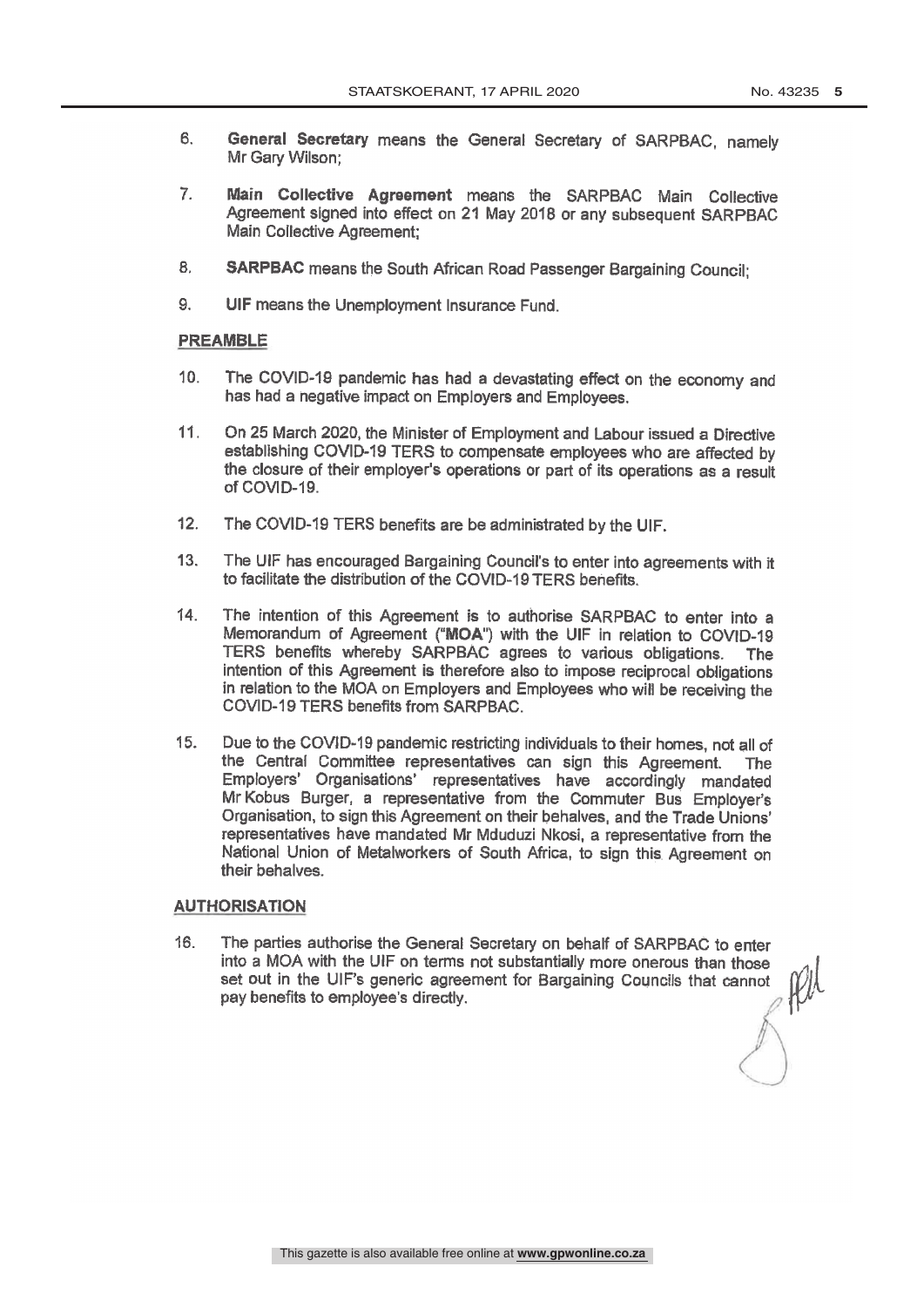6. **General Secretary** means the General Secretary of SARPBAC, namely Mr Gary Wilson;

7. **Main Collective Agreement** means the SARPBAC Main Collective Agreement signed into effect on 21 May 2018 or any subsequent SARPBAC Main Collective Agreement;

8. **SARPBAC** means the South African Road Passenger Bargaining Council;

9. **UIF** means the Unemployment Insurance Fund.

## PREAMBLE

10. The COVID-19 pandemic has had a devastating effect on the economy and has had a negative impact on Employers and Employees.

11. On 25 March 2020, the Minister of Employment and Labour issued a Directive establishing COVID-19 TERS to compensate employees who are affected by the closure of their employer's operations or part of its operations as a result of COVID-19.

12. The COVID-19 TERS benefits are be administrated by the UIF.

13. The UIF has encouraged Bargaining Council's to enter into agreements with it to facilitate the distribution of the COVID-19 TERS benefits.

14. The intention of this Agreement is to authorise SARPBAC to enter into a Memorandum of Agreement ("**MOA**") with the UIF in relation to COVID-19 TERS benefits whereby SARPBAC agrees to various obligations. The intention of this Agreement is therefore also to impose reciprocal obligations in relation to the MOA on Employers and Employees who will be receiving the COVID-19 TERS benefits from SARPBAC.

15. Due to the COVID-19 pandemic restricting individuals to their homes, not all of the Central Committee representatives can sign this Agreement. The Employers' Organisations' representatives have accordingly mandated Mr Kobus Burger, a representative from the Commuter Bus Employer's Organisation, to sign this Agreement on their behalves, and the Trade Unions' representatives have mandated Mr Mduduzi Nkosi, a representative from the National Union of Metalworkers of South Africa, to sign this Agreement on their behalves.

## AUTHORISATION

16. The parties authorise the General Secretary on behalf of SARPBAC to enter into a MOA with the UIF on terms not substantially more onerous than those set out in the UIF's generic agreement for Bargaining Councils that cannot pay benefits to employee's directly.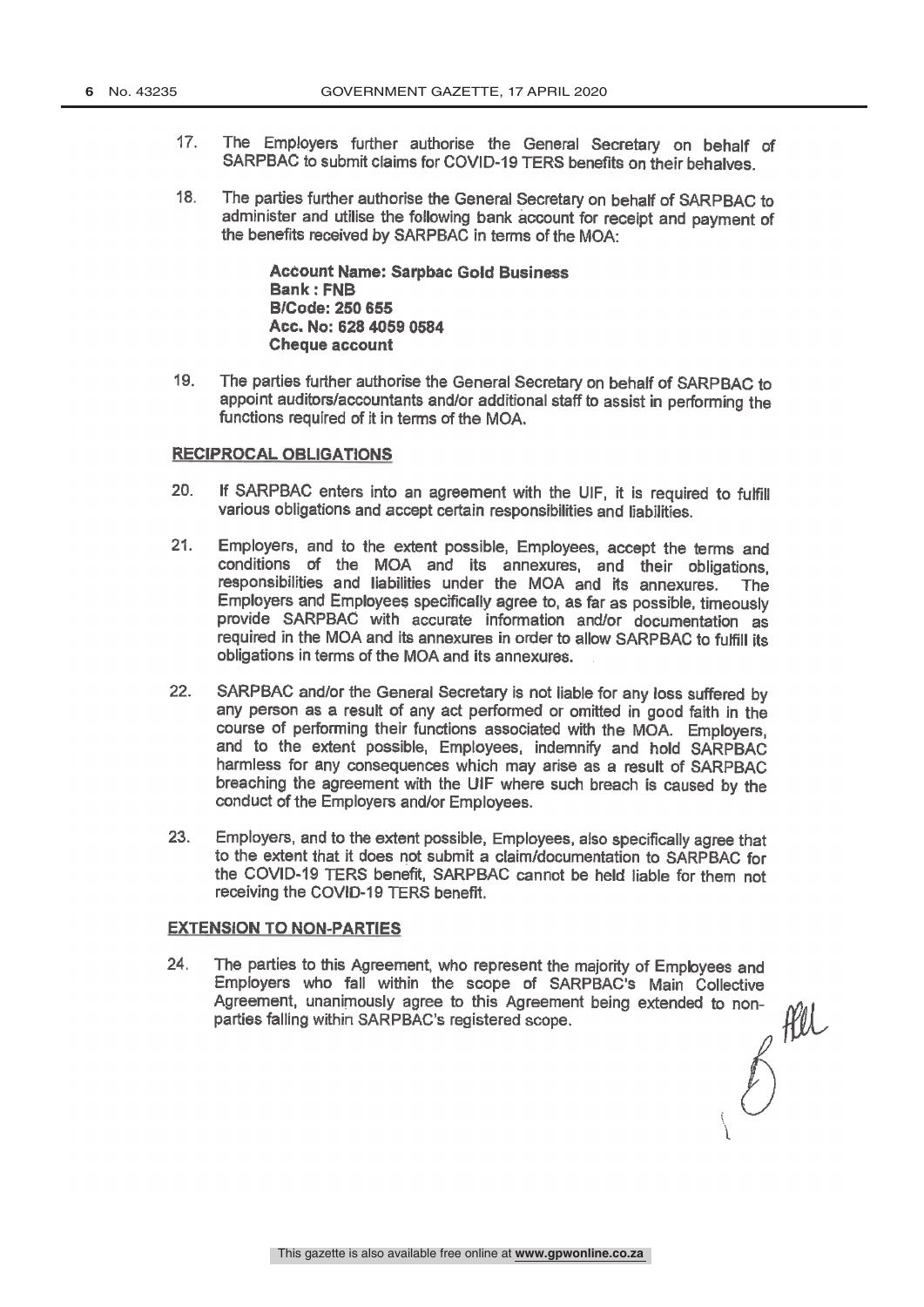17. The Employers further authorise the General Secretary on behalf of SARPBAC to submit claims for COVID-19 TERS benefits on their behalves.

18. The parties further authorise the General Secretary on behalf of SARPBAC to administer and utilise the following bank account for receipt and payment of the benefits received by SARPBAC in terms of the MOA:

    **Account Name: Sarpbac Gold Business**
    **Bank : FNB**
    **B/Code: 250 655**
    **Acc. No: 628 4059 0584**
    **Cheque account**

19. The parties further authorise the General Secretary on behalf of SARPBAC to appoint auditors/accountants and/or additional staff to assist in performing the functions required of it in terms of the MOA.

**RECIPROCAL OBLIGATIONS**

20. If SARPBAC enters into an agreement with the UIF, it is required to fulfill various obligations and accept certain responsibilities and liabilities.

21. Employers, and to the extent possible, Employees, accept the terms and conditions of the MOA and its annexures, and their obligations, responsibilities and liabilities under the MOA and its annexures. The Employers and Employees specifically agree to, as far as possible, timeously provide SARPBAC with accurate information and/or documentation as required in the MOA and its annexures in order to allow SARPBAC to fulfill its obligations in terms of the MOA and its annexures.

22. SARPBAC and/or the General Secretary is not liable for any loss suffered by any person as a result of any act performed or omitted in good faith in the course of performing their functions associated with the MOA. Employers, and to the extent possible, Employees, indemnify and hold SARPBAC harmless for any consequences which may arise as a result of SARPBAC breaching the agreement with the UIF where such breach is caused by the conduct of the Employers and/or Employees.

23. Employers, and to the extent possible, Employees, also specifically agree that to the extent that it does not submit a claim/documentation to SARPBAC for the COVID-19 TERS benefit, SARPBAC cannot be held liable for them not receiving the COVID-19 TERS benefit.

**EXTENSION TO NON-PARTIES**

24. The parties to this Agreement, who represent the majority of Employees and Employers who fall within the scope of SARPBAC's Main Collective Agreement, unanimously agree to this Agreement being extended to non-parties falling within SARPBAC's registered scope.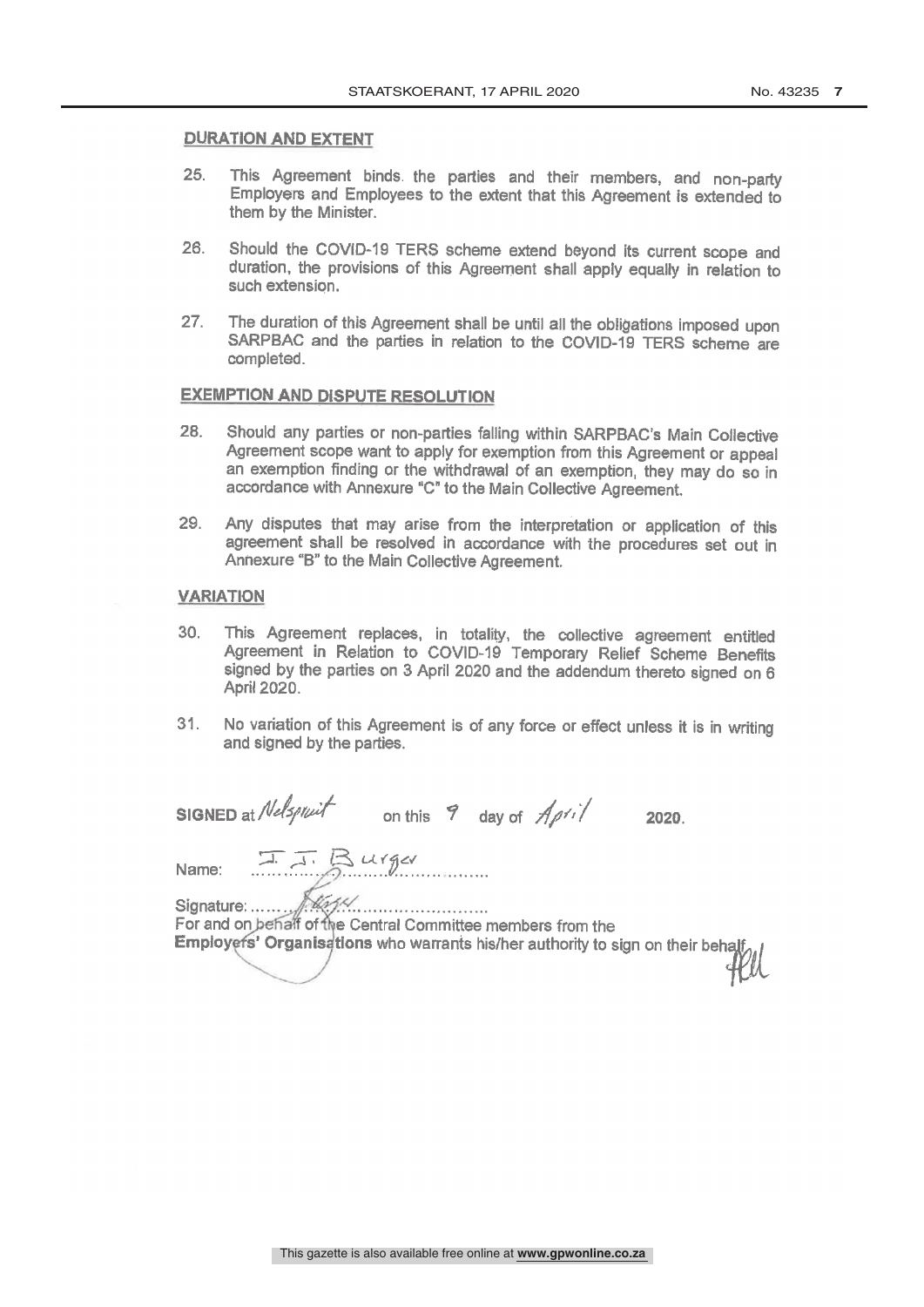**DURATION AND EXTENT**

25. This Agreement binds the parties and their members, and non-party Employers and Employees to the extent that this Agreement is extended to them by the Minister.

26. Should the COVID-19 TERS scheme extend beyond its current scope and duration, the provisions of this Agreement shall apply equally in relation to such extension.

27. The duration of this Agreement shall be until all the obligations imposed upon SARPBAC and the parties in relation to the COVID-19 TERS scheme are completed.

**EXEMPTION AND DISPUTE RESOLUTION**

28. Should any parties or non-parties falling within SARPBAC's Main Collective Agreement scope want to apply for exemption from this Agreement or appeal an exemption finding or the withdrawal of an exemption, they may do so in accordance with Annexure "C" to the Main Collective Agreement.

29. Any disputes that may arise from the interpretation or application of this agreement shall be resolved in accordance with the procedures set out in Annexure "B" to the Main Collective Agreement.

**VARIATION**

30. This Agreement replaces, in totality, the collective agreement entitled Agreement in Relation to COVID-19 Temporary Relief Scheme Benefits signed by the parties on 3 April 2020 and the addendum thereto signed on 6 April 2020.

31. No variation of this Agreement is of any force or effect unless it is in writing and signed by the parties.

**SIGNED** at Nelspruit on this 9 day of April **2020**.

Name: J. J. Burger

Signature: ..............................

For and on behalf of the Central Committee members from the **Employers' Organisations** who warrants his/her authority to sign on their behalf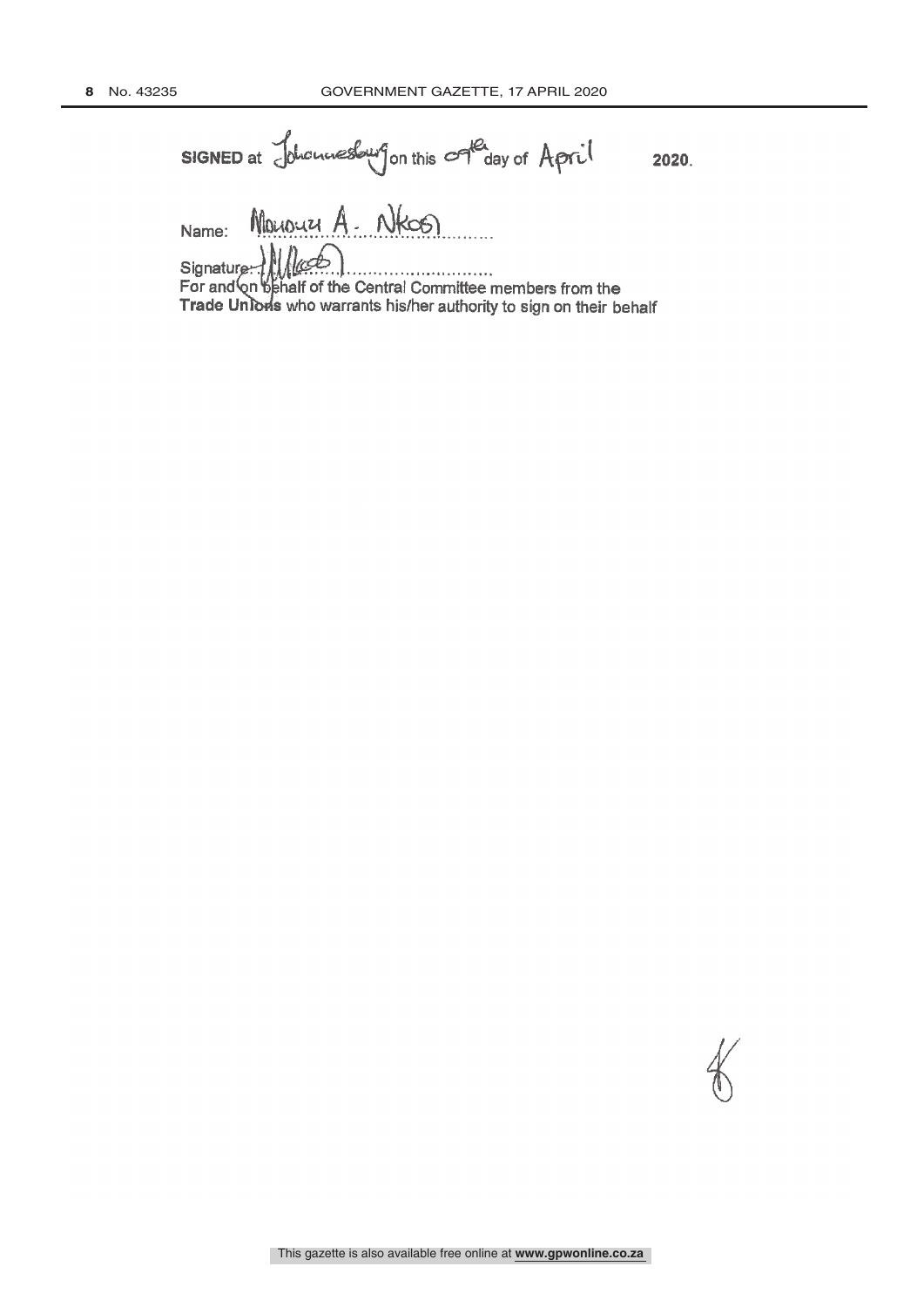**SIGNED** at Johannesburg on this 09th day of April **2020**.

Name: Mduduzi A. Nkosi

Signature: ..........................................

For and on behalf of the Central Committee members from the **Trade Unions** who warrants his/her authority to sign on their behalf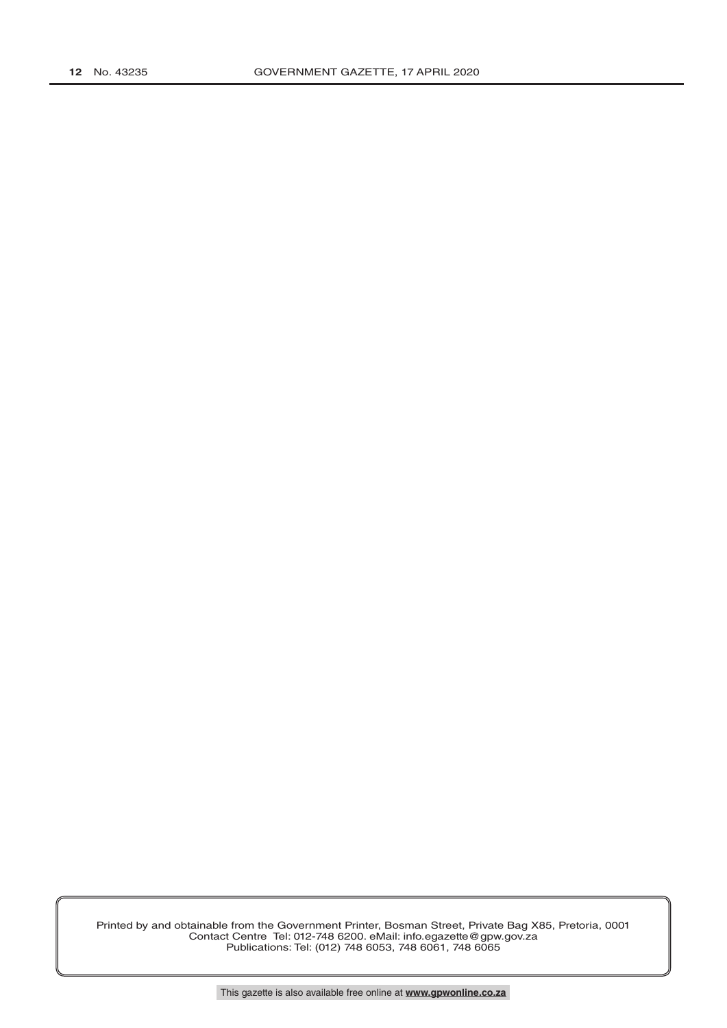Printed by and obtainable from the Government Printer, Bosman Street, Private Bag X85, Pretoria, 0001
Contact Centre Tel: 012-748 6200. eMail: info.egazette@gpw.gov.za
Publications: Tel: (012) 748 6053, 748 6061, 748 6065

This gazette is also available free online at **www.gpwonline.co.za**